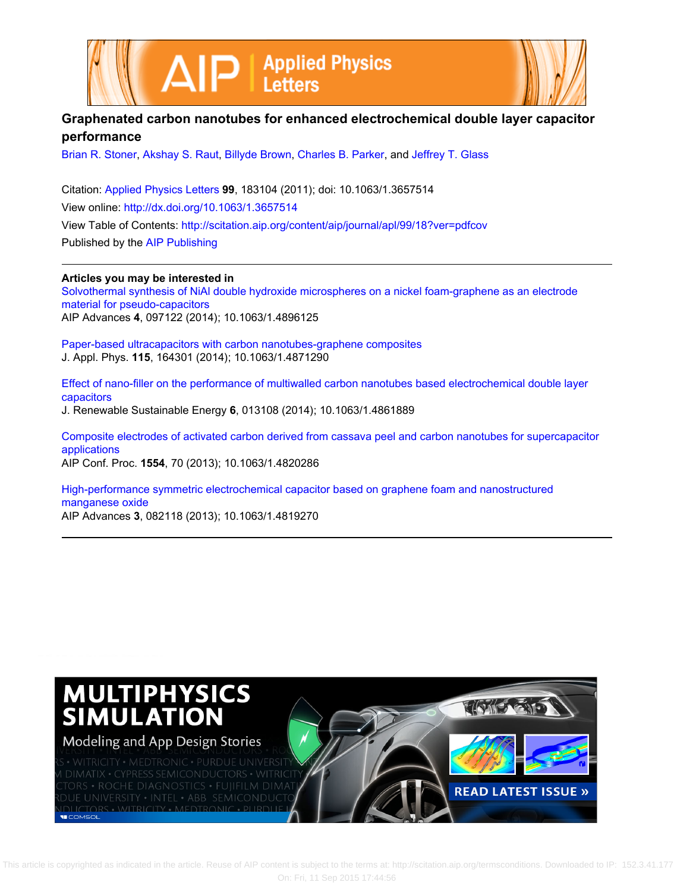# Graphenated carbon nanotubes for enhanced electrochemical double layer capacitor performance

Brian R. Stoner, Akshay S. Raut, Billyde Brown, Charles B. Parker, and Jeffrey T. Glass

Citation: Applied Physics Letters **99**, 183104 (2011); doi: 10.1063/1.3657514

View online: http://dx.doi.org/10.1063/1.3657514

View Table of Contents: http://scitation.aip.org/content/aip/journal/apl/99/18?ver=pdfcov

Published by the AIP Publishing

---

**Articles you may be interested in**

Solvothermal synthesis of NiAl double hydroxide microspheres on a nickel foam-graphene as an electrode material for pseudo-capacitors
AIP Advances **4**, 097122 (2014); 10.1063/1.4896125

Paper-based ultracapacitors with carbon nanotubes-graphene composites
J. Appl. Phys. **115**, 164301 (2014); 10.1063/1.4871290

Effect of nano-filler on the performance of multiwalled carbon nanotubes based electrochemical double layer capacitors
J. Renewable Sustainable Energy **6**, 013108 (2014); 10.1063/1.4861889

Composite electrodes of activated carbon derived from cassava peel and carbon nanotubes for supercapacitor applications
AIP Conf. Proc. **1554**, 70 (2013); 10.1063/1.4820286

High-performance symmetric electrochemical capacitor based on graphene foam and nanostructured manganese oxide
AIP Advances **3**, 082118 (2013); 10.1063/1.4819270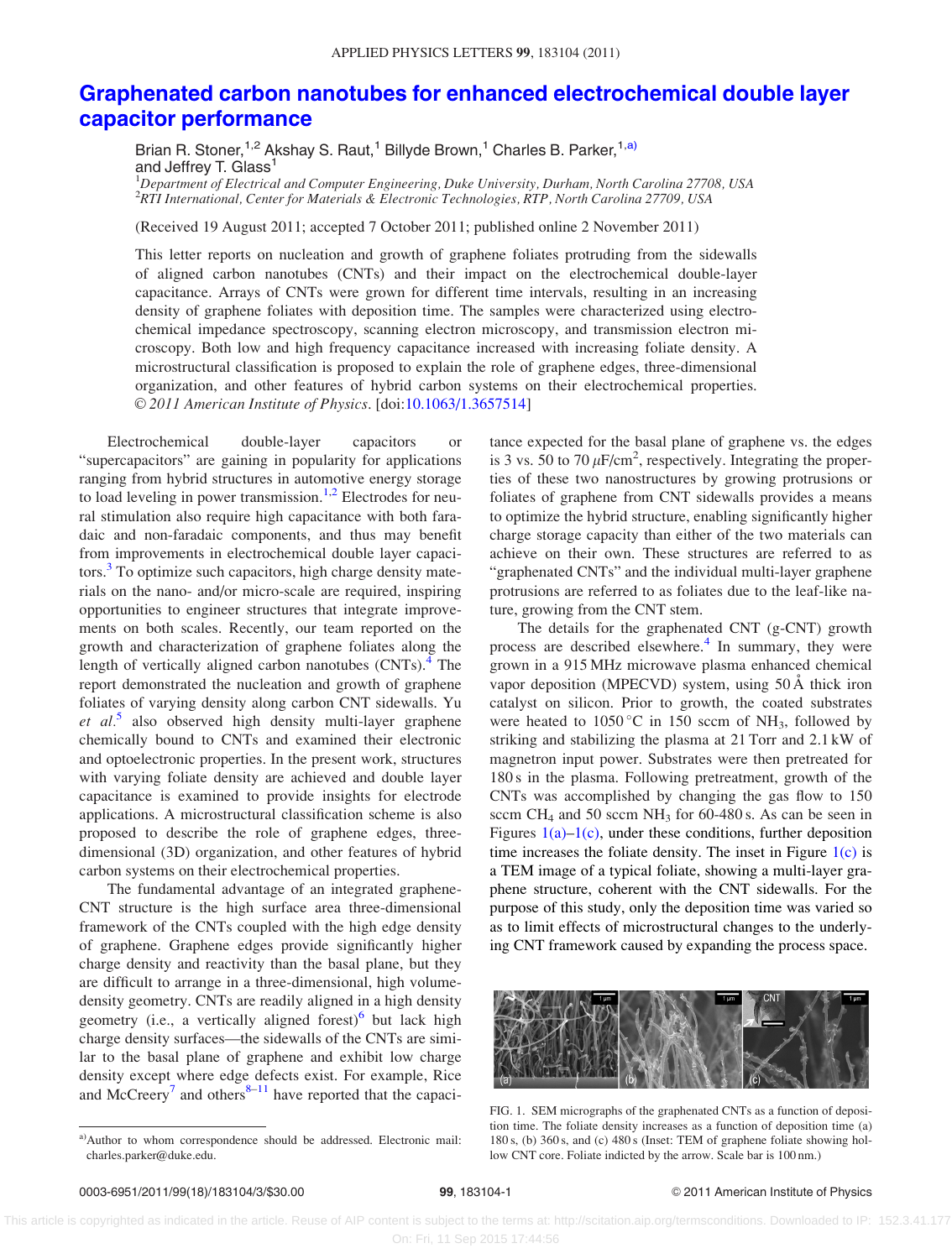# Graphenated carbon nanotubes for enhanced electrochemical double layer capacitor performance

Brian R. Stoner,[1,2] Akshay S. Raut,[1] Billyde Brown,[1] Charles B. Parker,[1,a)] and Jeffrey T. Glass[1]

[1]*Department of Electrical and Computer Engineering, Duke University, Durham, North Carolina 27708, USA*
[2]*RTI International, Center for Materials & Electronic Technologies, RTP, North Carolina 27709, USA*

(Received 19 August 2011; accepted 7 October 2011; published online 2 November 2011)

This letter reports on nucleation and growth of graphene foliates protruding from the sidewalls of aligned carbon nanotubes (CNTs) and their impact on the electrochemical double-layer capacitance. Arrays of CNTs were grown for different time intervals, resulting in an increasing density of graphene foliates with deposition time. The samples were characterized using electrochemical impedance spectroscopy, scanning electron microscopy, and transmission electron microscopy. Both low and high frequency capacitance increased with increasing foliate density. A microstructural classification is proposed to explain the role of graphene edges, three-dimensional organization, and other features of hybrid carbon systems on their electrochemical properties. *© 2011 American Institute of Physics*. [doi:10.1063/1.3657514]

Electrochemical double-layer capacitors or "supercapacitors" are gaining in popularity for applications ranging from hybrid structures in automotive energy storage to load leveling for power transmission.[1,2] Electrodes for neural stimulation also require high capacitance with both faradaic and non-faradaic components, and thus may benefit from improvements in electrochemical double layer capacitors.[3] To optimize such capacitors, high charge density materials on the nano- and/or micro-scale are required, inspiring opportunities to engineer structures that integrate improvements on both scales. Recently, our team reported on the growth and characterization of graphene foliates along the length of vertically aligned carbon nanotubes (CNTs).[4] The report demonstrated the nucleation and growth of graphene foliates of varying density along carbon CNT sidewalls. Yu *et al.*[5] also observed high density multi-layer graphene chemically bound to CNTs and examined their electronic and optoelectronic properties. In the present work, structures with varying foliate density are achieved and double layer capacitance is examined to provide insights for electrode applications. A microstructural classification scheme is also proposed to describe the role of graphene edges, three-dimensional (3D) organization, and other features of hybrid carbon systems on their electrochemical properties.

The fundamental advantage of an integrated graphene-CNT structure is the high surface area three-dimensional framework of the CNTs coupled with the high edge density of graphene. Graphene edges provide significantly higher charge density and reactivity than the basal plane, but they are difficult to arrange in a three-dimensional, high volume-density geometry. CNTs are readily aligned in a high density geometry (i.e., a vertically aligned forest)[6] but lack high charge density surfaces—the sidewalls of the CNTs are similar to the basal plane of graphene and exhibit low charge density except where edge defects exist. For example, Rice and McCreery[7] and others[8–11] have reported that the capacitance expected for the basal plane of graphene vs. the edges is 3 vs. 50 to 70 $\mu$F/cm$^2$, respectively. Integrating the properties of these two nanostructures by growing protrusions or foliates of graphene from CNT sidewalls provides a means to optimize the hybrid structure, enabling significantly higher charge storage capacity than either of the two materials can achieve on their own. These structures are referred to as "graphenated CNTs" and the individual multi-layer graphene protrusions are referred to as foliates due to the leaf-like nature, growing from the CNT stem.

The details for the graphenated CNT (g-CNT) growth process are described elsewhere.[4] In summary, they were grown in a 915 MHz microwave plasma enhanced chemical vapor deposition (MPECVD) system, using 50 Å thick iron catalyst on silicon. Prior to growth, the coated substrates were heated to 1050 °C in 150 sccm of $NH_3$, followed by striking and stabilizing the plasma at 21 Torr and 2.1 kW of magnetron input power. Substrates were then pretreated for 180 s in the plasma. Following pretreatment, growth of the CNTs was accomplished by changing the gas flow to 150 sccm $CH_4$ and 50 sccm $NH_3$ for 60-480 s. As can be seen in Figures 1(a)–1(c), under these conditions, further deposition time increases the foliate density. The inset in Figure 1(c) is a TEM image of a typical foliate, showing a multi-layer graphene structure, coherent with the CNT sidewalls. For the purpose of this study, only the deposition time was varied so as to limit effects of microstructural changes to the underlying CNT framework caused by expanding the process space.

FIG. 1. SEM micrographs of the graphenated CNTs as a function of deposition time. The foliate density increases as a function of deposition time (a) 180 s, (b) 360 s, and (c) 480 s (Inset: TEM of graphene foliate showing hollow CNT core. Foliate indicted by the arrow. Scale bar is 100 nm.)

a)Author to whom correspondence should be addressed. Electronic mail: charles.parker@duke.edu.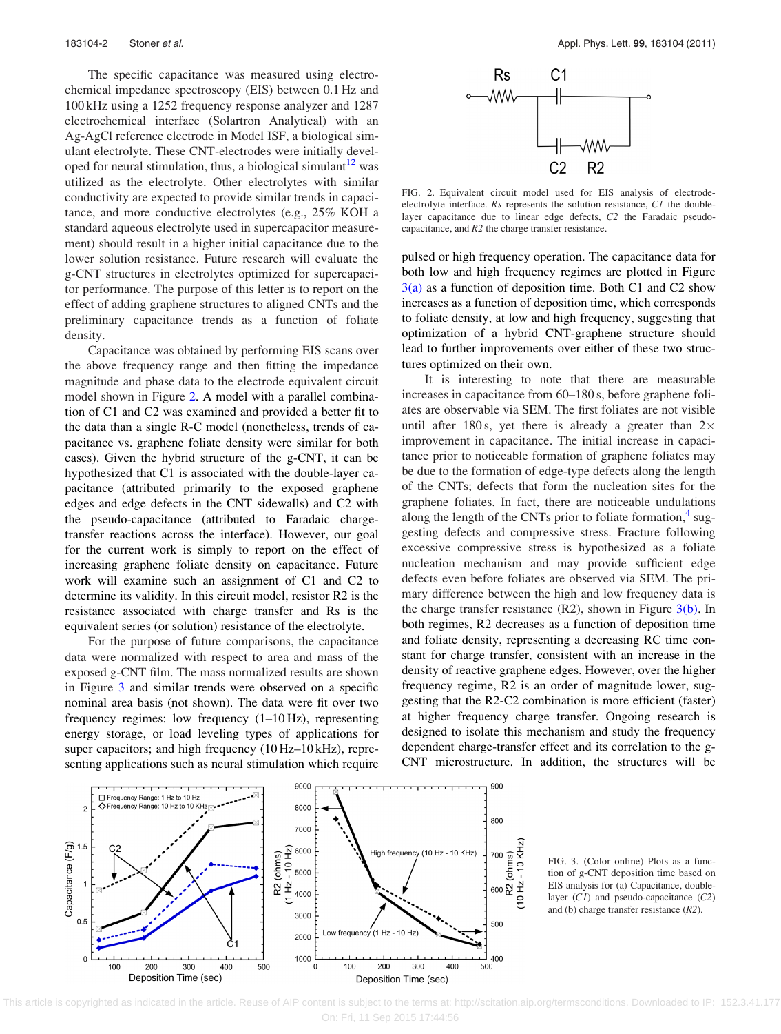The specific capacitance was measured using electrochemical impedance spectroscopy (EIS) between 0.1 Hz and 100 kHz using a 1252 frequency response analyzer and 1287 electrochemical interface (Solartron Analytical) with an Ag-AgCl reference electrode in Model ISF, a biological simulant electrolyte. These CNT-electrodes were initially developed for neural stimulation, thus, a biological simulant[12] was utilized as the electrolyte. Other electrolytes with similar conductivity are expected to provide similar trends in capacitance, and more conductive electrolytes (e.g., 25% KOH a standard aqueous electrolyte used in supercapacitor measurement) should result in a higher initial capacitance due to the lower solution resistance. Future research will evaluate the g-CNT structures in electrolytes optimized for supercapacitor performance. The purpose of this letter is to report on the effect of adding graphene structures to aligned CNTs and the preliminary capacitance trends as a function of foliate density.

Capacitance was obtained by performing EIS scans over the above frequency range and then fitting the impedance magnitude and phase data to the electrode equivalent circuit model shown in Figure 2. A model with a parallel combination of C1 and C2 was examined and provided a better fit to the data than a single R-C model (nonetheless, trends of capacitance vs. graphene foliate density were similar for both cases). Given the hybrid structure of the g-CNT, it can be hypothesized that C1 is associated with the double-layer capacitance (attributed primarily to the exposed graphene edges and edge defects in the CNT sidewalls) and C2 with the pseudo-capacitance (attributed to Faradaic charge-transfer reactions across the interface). However, our goal for the current work is simply to report on the effect of increasing graphene foliate density on capacitance. Future work will examine such an assignment of C1 and C2 to determine its validity. In this circuit model, resistor R2 is the resistance associated with charge transfer and Rs is the equivalent series (or solution) resistance of the electrolyte.

For the purpose of future comparisons, the capacitance data were normalized with respect to area and mass of the exposed g-CNT film. The mass normalized results are shown in Figure 3 and similar trends were observed on a specific nominal area basis (not shown). The data were fit over two frequency regimes: low frequency (1–10 Hz), representing energy storage, or load leveling types of applications for super capacitors; and high frequency (10 Hz–10 kHz), representing applications such as neural stimulation which require pulsed or high frequency operation. The capacitance data for both low and high frequency regimes are plotted in Figure 3(a) as a function of deposition time. Both C1 and C2 show increases as a function of deposition time, which corresponds to foliate density, at low and high frequency, suggesting that optimization of a hybrid CNT-graphene structure should lead to further improvements over either of these two structures optimized on their own.

FIG. 2. Equivalent circuit model used for EIS analysis of electrode-electrolyte interface. *Rs* represents the solution resistance, *C1* the double-layer capacitance due to linear edge defects, *C2* the Faradaic pseudo-capacitance, and *R2* the charge transfer resistance.

It is interesting to note that there are measurable increases in capacitance from 60–180 s, before graphene foliates are observable via SEM. The first foliates are not visible until after 180 s, yet there is already a greater than 2× improvement in capacitance. The initial increase in capacitance prior to noticeable formation of graphene foliates may be due to the formation of edge-type defects along the length of the CNTs; defects that form the nucleation sites for the graphene foliates. In fact, there are noticeable undulations along the length of the CNTs prior to foliate formation,[4] suggesting defects and compressive stress. Fracture following excessive compressive stress is hypothesized as a foliate nucleation mechanism and may provide sufficient edge defects even before foliates are observed via SEM. The primary difference between the high and low frequency data is the charge transfer resistance (R2), shown in Figure 3(b). In both regimes, R2 decreases as a function of deposition time and foliate density, representing a decreasing RC time constant for charge transfer, consistent with an increase in the density of reactive graphene edges. However, over the higher frequency regime, R2 is an order of magnitude lower, suggesting that the R2-C2 combination is more efficient (faster) at higher frequency charge transfer. Ongoing research is designed to isolate this mechanism and study the frequency dependent charge-transfer effect and its correlation to the g-CNT microstructure. In addition, the structures will be

FIG. 3. (Color online) Plots as a function of g-CNT deposition time based on EIS analysis for (a) Capacitance, double-layer (*C1*) and pseudo-capacitance (*C2*) and (b) charge transfer resistance (*R2*).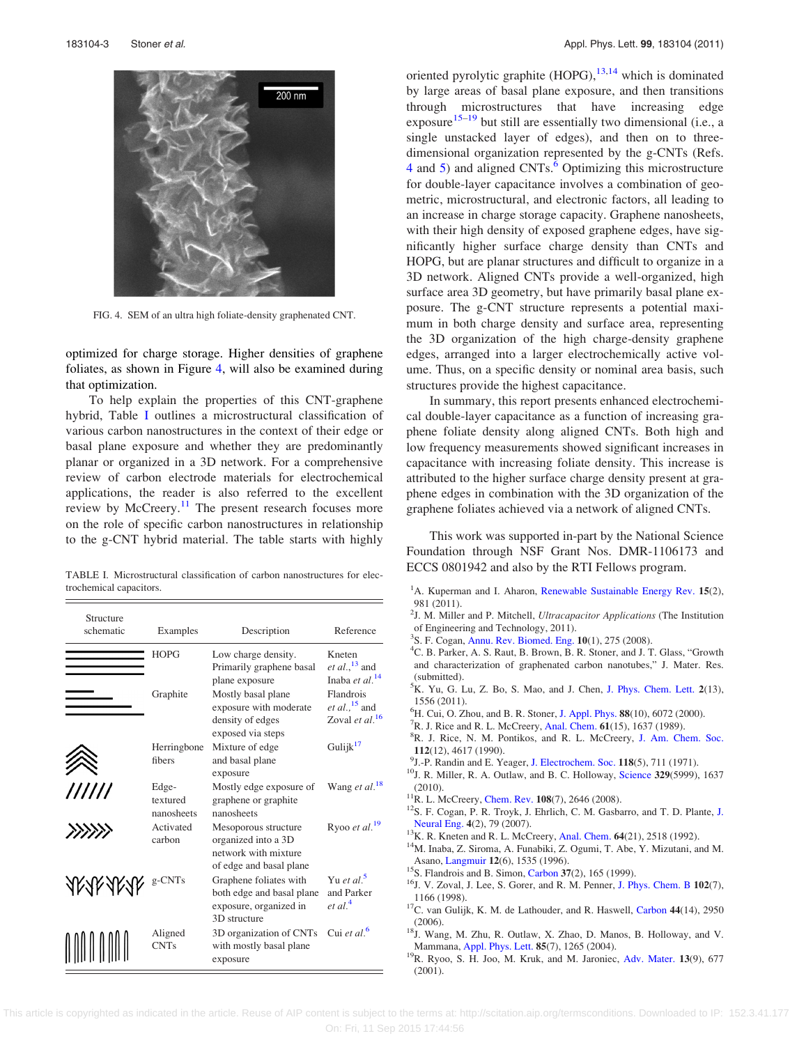FIG. 4. SEM of an ultra high foliate-density graphenated CNT.

optimized for charge storage. Higher densities of graphene foliates, as shown in Figure 4, will also be examined during that optimization.

To help explain the properties of this CNT-graphene hybrid, Table I outlines a microstructural classification of various carbon nanostructures in the context of their edge or basal plane exposure and whether they are predominantly planar or organized in a 3D network. For a comprehensive review of carbon electrode materials for electrochemical applications, the reader is also referred to the excellent review by McCreery.[11] The present research focuses more on the role of specific carbon nanostructures in relationship to the g-CNT hybrid material. The table starts with highly

TABLE I. Microstructural classification of carbon nanostructures for electrochemical capacitors.

| Structure schematic | Examples | Description | Reference |
|---|---|---|---|
| | HOPG | Low charge density. Primarily graphene basal plane exposure | Kneten *et al.*,[13] and Inaba *et al.*[14] |
| | Graphite | Mostly basal plane exposure with moderate density of edges exposed via steps | Flandrois *et al.*,[15] and Zoval *et al.*[16] |
| | Herringbone fibers | Mixture of edge and basal plane exposure | Gulijk[17] |
| | Edge-textured nanosheets | Mostly edge exposure of graphene or graphite nanosheets | Wang *et al.*[18] |
| | Activated carbon | Mesoporous structure organized into a 3D network with mixture of edge and basal plane | Ryoo *et al.*[19] |
| | g-CNTs | Graphene foliates with both edge and basal plane exposure, organized in 3D structure | Yu *et al.*[5] and Parker *et al.*[4] |
| | Aligned CNTs | 3D organization of CNTs with mostly basal plane exposure | Cui *et al.*[6] |

oriented pyrolytic graphite (HOPG),[13,14] which is dominated by large areas of basal plane exposure, and then transitions through microstructures that have increasing edge exposure[15–19] but still are essentially two dimensional (i.e., a single unstacked layer of edges), and then on to three-dimensional organization represented by the g-CNTs (Refs. 4 and 5) and aligned CNTs.[6] Optimizing this microstructure for double-layer capacitance involves a combination of geometric, microstructural, and electronic factors, all leading to an increase in charge storage capacity. Graphene nanosheets, with their high density of exposed graphene edges, have significantly higher surface charge density than CNTs and HOPG, but are planar structures and difficult to organize in a 3D network. Aligned CNTs provide a well-organized, high surface area 3D geometry, but have primarily basal plane exposure. The g-CNT structure represents a potential maximum in both charge density and surface area, representing the 3D organization of the high charge-density graphene edges, arranged into a larger electrochemically active volume. Thus, on a specific density or nominal area basis, such structures provide the highest capacitance.

In summary, this report presents enhanced electrochemical double-layer capacitance as a function of increasing graphene foliate density along aligned CNTs. Both high and low frequency measurements showed significant increases in capacitance with increasing foliate density. This increase is attributed to the higher surface charge density present at graphene edges in combination with the 3D organization of the graphene foliates achieved via a network of aligned CNTs.

This work was supported in-part by the National Science Foundation through NSF Grant Nos. DMR-1106173 and ECCS 0801942 and also by the RTI Fellows program.

[1] A. Kuperman and I. Aharon, Renewable Sustainable Energy Rev. **15**(2), 981 (2011).
[2] J. M. Miller and P. Mitchell, *Ultracapacitor Applications* (The Institution of Engineering and Technology, 2011).
[3] S. F. Cogan, Annu. Rev. Biomed. Eng. **10**(1), 275 (2008).
[4] C. B. Parker, A. S. Raut, B. Brown, B. R. Stoner, and J. T. Glass, "Growth and characterization of graphenated carbon nanotubes," J. Mater. Res. (submitted).
[5] K. Yu, G. Lu, Z. Bo, S. Mao, and J. Chen, J. Phys. Chem. Lett. **2**(13), 1556 (2011).
[6] H. Cui, O. Zhou, and B. R. Stoner, J. Appl. Phys. **88**(10), 6072 (2000).
[7] R. J. Rice and R. L. McCreery, Anal. Chem. **61**(15), 1637 (1989).
[8] R. J. Rice, N. M. Pontikos, and R. L. McCreery, J. Am. Chem. Soc. **112**(12), 4617 (1990).
[9] J.-P. Randin and E. Yeager, J. Electrochem. Soc. **118**(5), 711 (1971).
[10] J. R. Miller, R. A. Outlaw, and B. C. Holloway, Science **329**(5999), 1637 (2010).
[11] R. L. McCreery, Chem. Rev. **108**(7), 2646 (2008).
[12] S. F. Cogan, P. R. Troyk, J. Ehrlich, C. M. Gasbarro, and T. D. Plante, J. Neural Eng. **4**(2), 79 (2007).
[13] K. R. Kneten and R. L. McCreery, Anal. Chem. **64**(21), 2518 (1992).
[14] M. Inaba, Z. Siroma, A. Funabiki, Z. Ogumi, T. Abe, Y. Mizutani, and M. Asano, Langmuir **12**(6), 1535 (1996).
[15] S. Flandrois and B. Simon, Carbon **37**(2), 165 (1999).
[16] J. V. Zoval, J. Lee, S. Gorer, and R. M. Penner, J. Phys. Chem. B **102**(7), 1166 (1998).
[17] C. van Gulijk, K. M. de Lathouder, and R. Haswell, Carbon **44**(14), 2950 (2006).
[18] J. Wang, M. Zhu, R. Outlaw, X. Zhao, D. Manos, B. Holloway, and V. Mammana, Appl. Phys. Lett. **85**(7), 1265 (2004).
[19] R. Ryoo, S. H. Joo, M. Kruk, and M. Jaroniec, Adv. Mater. **13**(9), 677 (2001).